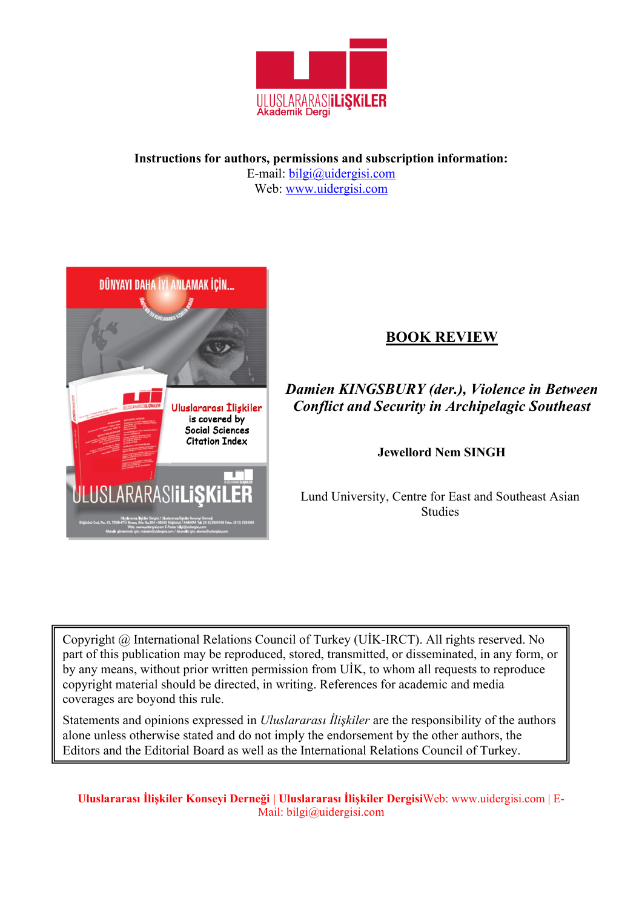**Instructions for authors, permissions and subscription information:**
E-mail: bilgi@uidergisi.com
Web: www.uidergisi.com

## BOOK REVIEW

### *Damien KINGSBURY (der.), Violence in Between Conflict and Security in Archipelagic Southeast*

**Jewellord Nem SINGH**

Lund University, Centre for East and Southeast Asian Studies

Copyright @ International Relations Council of Turkey (UİK-IRCT). All rights reserved. No part of this publication may be reproduced, stored, transmitted, or disseminated, in any form, or by any means, without prior written permission from UİK, to whom all requests to reproduce copyright material should be directed, in writing. References for academic and media coverages are boyond this rule.

Statements and opinions expressed in *Uluslararası İlişkiler* are the responsibility of the authors alone unless otherwise stated and do not imply the endorsement by the other authors, the Editors and the Editorial Board as well as the International Relations Council of Turkey.

**Uluslararası İlişkiler Konseyi Derneği | Uluslararası İlişkiler Dergisi**Web: www.uidergisi.com | E-Mail: bilgi@uidergisi.com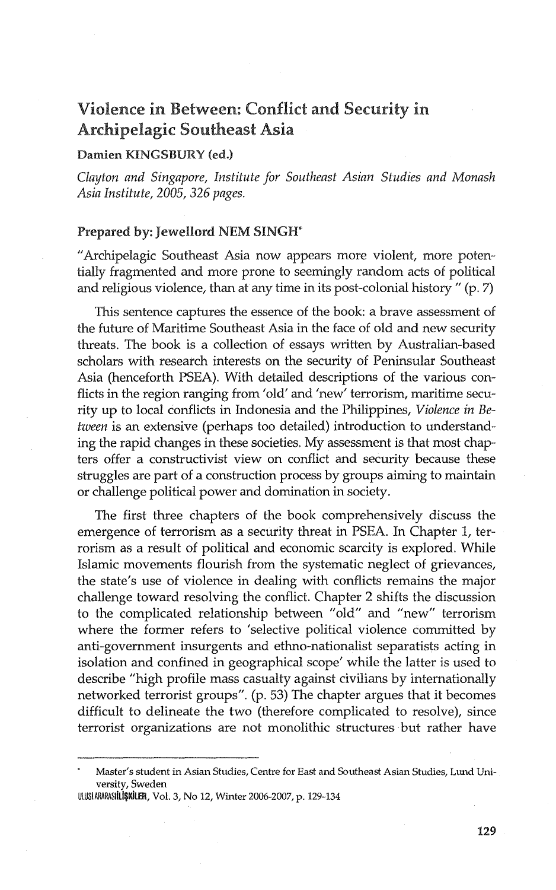# Violence in Between: Conflict and Security in Archipelagic Southeast Asia

**Damien KINGSBURY (ed.)**

*Clayton and Singapore, Institute for Southeast Asian Studies and Monash Asia Institute, 2005, 326 pages.*

**Prepared by: Jewellord NEM SINGH***

"Archipelagic Southeast Asia now appears more violent, more potentially fragmented and more prone to seemingly random acts of political and religious violence, than at any time in its post-colonial history " (p. 7)

This sentence captures the essence of the book: a brave assessment of the future of Maritime Southeast Asia in the face of old and new security threats. The book is a collection of essays written by Australian-based scholars with research interests on the security of Peninsular Southeast Asia (henceforth PSEA). With detailed descriptions of the various conflicts in the region ranging from 'old' and 'new' terrorism, maritime security up to local conflicts in Indonesia and the Philippines, *Violence in Between* is an extensive (perhaps too detailed) introduction to understanding the rapid changes in these societies. My assessment is that most chapters offer a constructivist view on conflict and security because these struggles are part of a construction process by groups aiming to maintain or challenge political power and domination in society.

The first three chapters of the book comprehensively discuss the emergence of terrorism as a security threat in PSEA. In Chapter 1, terrorism as a result of political and economic scarcity is explored. While Islamic movements flourish from the systematic neglect of grievances, the state's use of violence in dealing with conflicts remains the major challenge toward resolving the conflict. Chapter 2 shifts the discussion to the complicated relationship between "old" and "new" terrorism where the former refers to 'selective political violence committed by anti-government insurgents and ethno-nationalist separatists acting in isolation and confined in geographical scope' while the latter is used to describe "high profile mass casualty against civilians by internationally networked terrorist groups". (p. 53) The chapter argues that it becomes difficult to delineate the two (therefore complicated to resolve), since terrorist organizations are not monolithic structures but rather have

* Master's student in Asian Studies, Centre for East and Southeast Asian Studies, Lund University, Sweden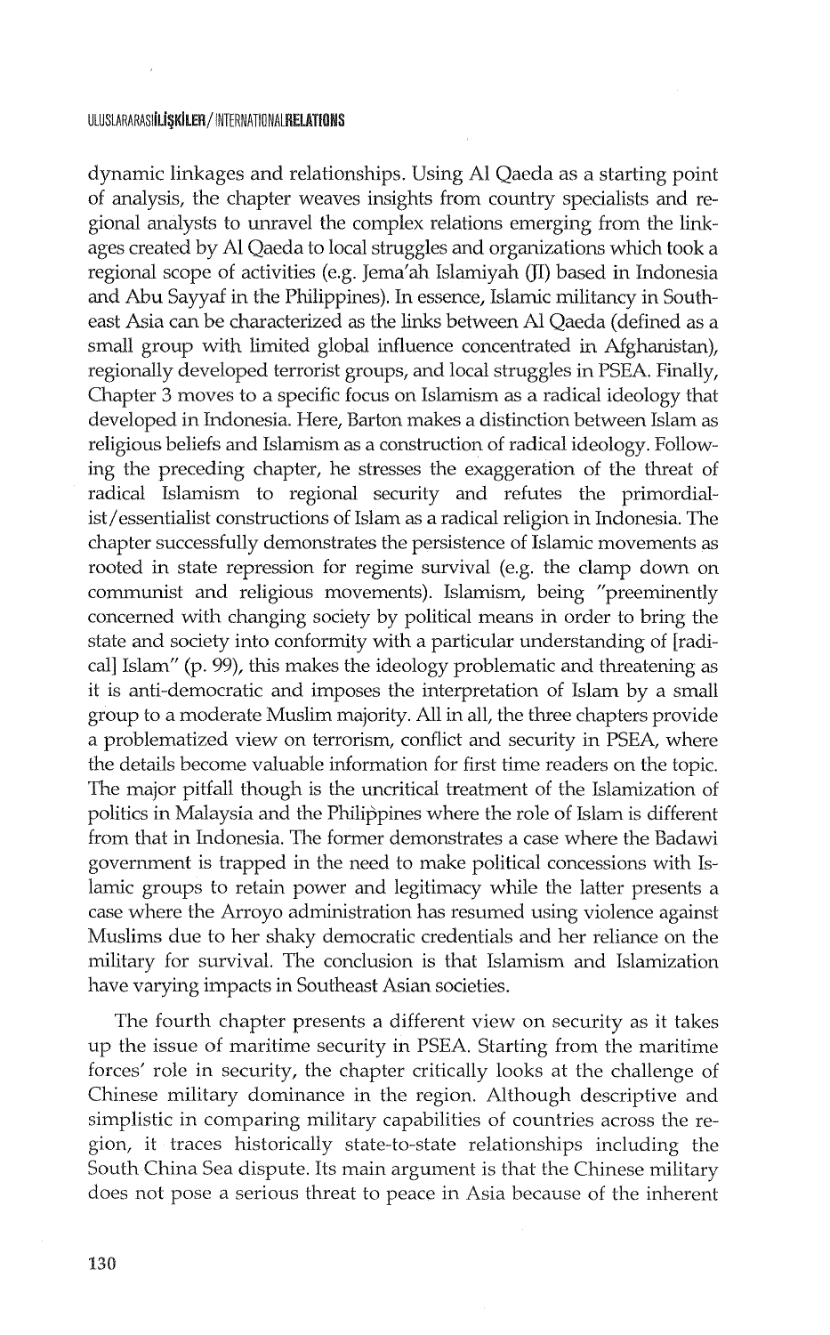dynamic linkages and relationships. Using Al Qaeda as a starting point of analysis, the chapter weaves insights from country specialists and regional analysts to unravel the complex relations emerging from the linkages created by Al Qaeda to local struggles and organizations which took a regional scope of activities (e.g. Jema'ah Islamiyah (JI) based in Indonesia and Abu Sayyaf in the Philippines). In essence, Islamic militancy in Southeast Asia can be characterized as the links between Al Qaeda (defined as a small group with limited global influence concentrated in Afghanistan), regionally developed terrorist groups, and local struggles in PSEA. Finally, Chapter 3 moves to a specific focus on Islamism as a radical ideology that developed in Indonesia. Here, Barton makes a distinction between Islam as religious beliefs and Islamism as a construction of radical ideology. Following the preceding chapter, he stresses the exaggeration of the threat of radical Islamism to regional security and refutes the primordialist/essentialist constructions of Islam as a radical religion in Indonesia. The chapter successfully demonstrates the persistence of Islamic movements as rooted in state repression for regime survival (e.g. the clamp down on communist and religious movements). Islamism, being "preeminently concerned with changing society by political means in order to bring the state and society into conformity with a particular understanding of [radical] Islam" (p. 99), this makes the ideology problematic and threatening as it is anti-democratic and imposes the interpretation of Islam by a small group to a moderate Muslim majority. All in all, the three chapters provide a problematized view on terrorism, conflict and security in PSEA, where the details become valuable information for first time readers on the topic. The major pitfall though is the uncritical treatment of the Islamization of politics in Malaysia and the Philippines where the role of Islam is different from that in Indonesia. The former demonstrates a case where the Badawi government is trapped in the need to make political concessions with Islamic groups to retain power and legitimacy while the latter presents a case where the Arroyo administration has resumed using violence against Muslims due to her shaky democratic credentials and her reliance on the military for survival. The conclusion is that Islamism and Islamization have varying impacts in Southeast Asian societies.

The fourth chapter presents a different view on security as it takes up the issue of maritime security in PSEA. Starting from the maritime forces' role in security, the chapter critically looks at the challenge of Chinese military dominance in the region. Although descriptive and simplistic in comparing military capabilities of countries across the region, it traces historically state-to-state relationships including the South China Sea dispute. Its main argument is that the Chinese military does not pose a serious threat to peace in Asia because of the inherent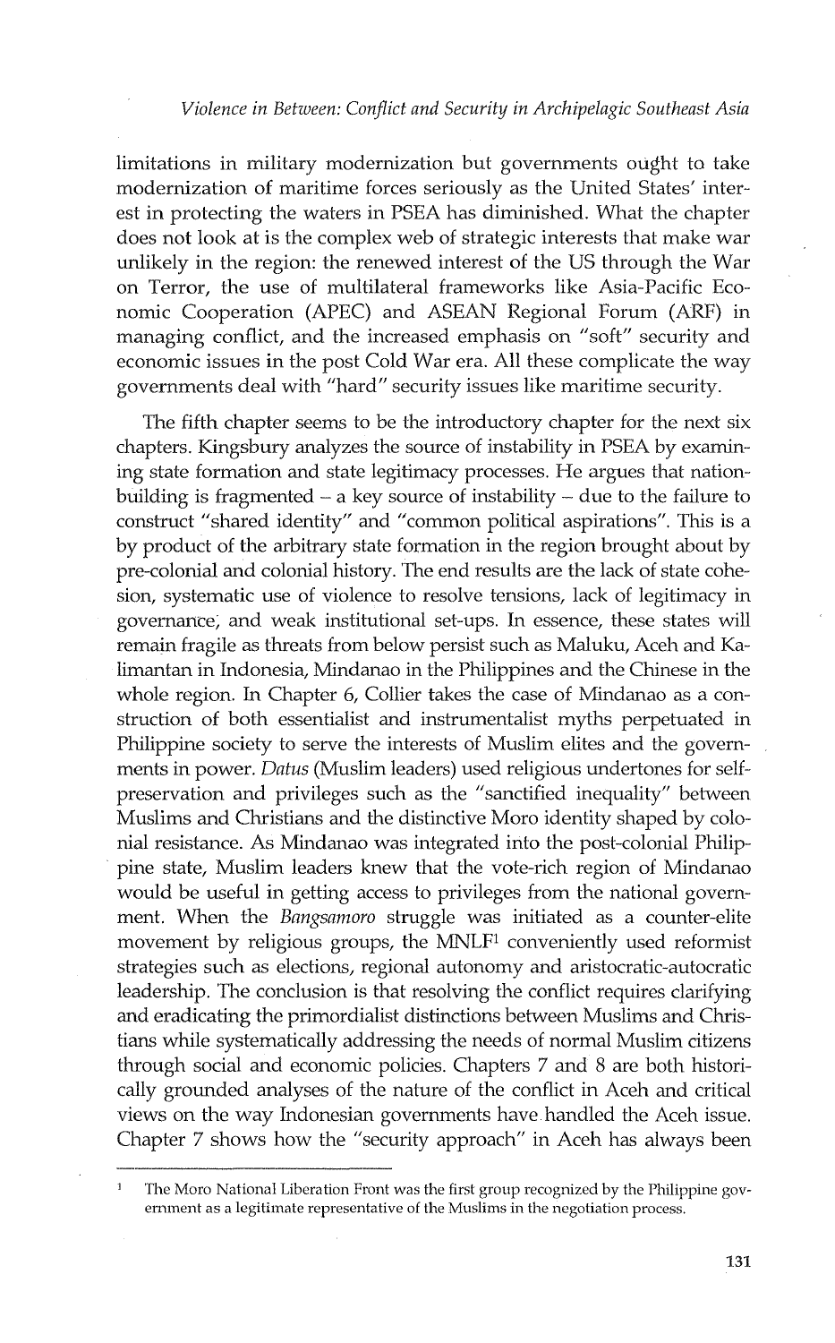limitations in military modernization but governments ought to take modernization of maritime forces seriously as the United States' interest in protecting the waters in PSEA has diminished. What the chapter does not look at is the complex web of strategic interests that make war unlikely in the region: the renewed interest of the US through the War on Terror, the use of multilateral frameworks like Asia-Pacific Economic Cooperation (APEC) and ASEAN Regional Forum (ARF) in managing conflict, and the increased emphasis on "soft" security and economic issues in the post Cold War era. All these complicate the way governments deal with "hard" security issues like maritime security.

The fifth chapter seems to be the introductory chapter for the next six chapters. Kingsbury analyzes the source of instability in PSEA by examining state formation and state legitimacy processes. He argues that nation-building is fragmented – a key source of instability – due to the failure to construct "shared identity" and "common political aspirations". This is a by product of the arbitrary state formation in the region brought about by pre-colonial and colonial history. The end results are the lack of state cohesion, systematic use of violence to resolve tensions, lack of legitimacy in governance, and weak institutional set-ups. In essence, these states will remain fragile as threats from below persist such as Maluku, Aceh and Kalimantan in Indonesia, Mindanao in the Philippines and the Chinese in the whole region. In Chapter 6, Collier takes the case of Mindanao as a construction of both essentialist and instrumentalist myths perpetuated in Philippine society to serve the interests of Muslim elites and the governments in power. *Datus* (Muslim leaders) used religious undertones for self-preservation and privileges such as the "sanctified inequality" between Muslims and Christians and the distinctive Moro identity shaped by colonial resistance. As Mindanao was integrated into the post-colonial Philippine state, Muslim leaders knew that the vote-rich region of Mindanao would be useful in getting access to privileges from the national government. When the *Bangsamoro* struggle was initiated as a counter-elite movement by religious groups, the MNLF[1] conveniently used reformist strategies such as elections, regional autonomy and aristocratic-autocratic leadership. The conclusion is that resolving the conflict requires clarifying and eradicating the primordialist distinctions between Muslims and Christians while systematically addressing the needs of normal Muslim citizens through social and economic policies. Chapters 7 and 8 are both historically grounded analyses of the nature of the conflict in Aceh and critical views on the way Indonesian governments have handled the Aceh issue. Chapter 7 shows how the "security approach" in Aceh has always been

---

[1] The Moro National Liberation Front was the first group recognized by the Philippine government as a legitimate representative of the Muslims in the negotiation process.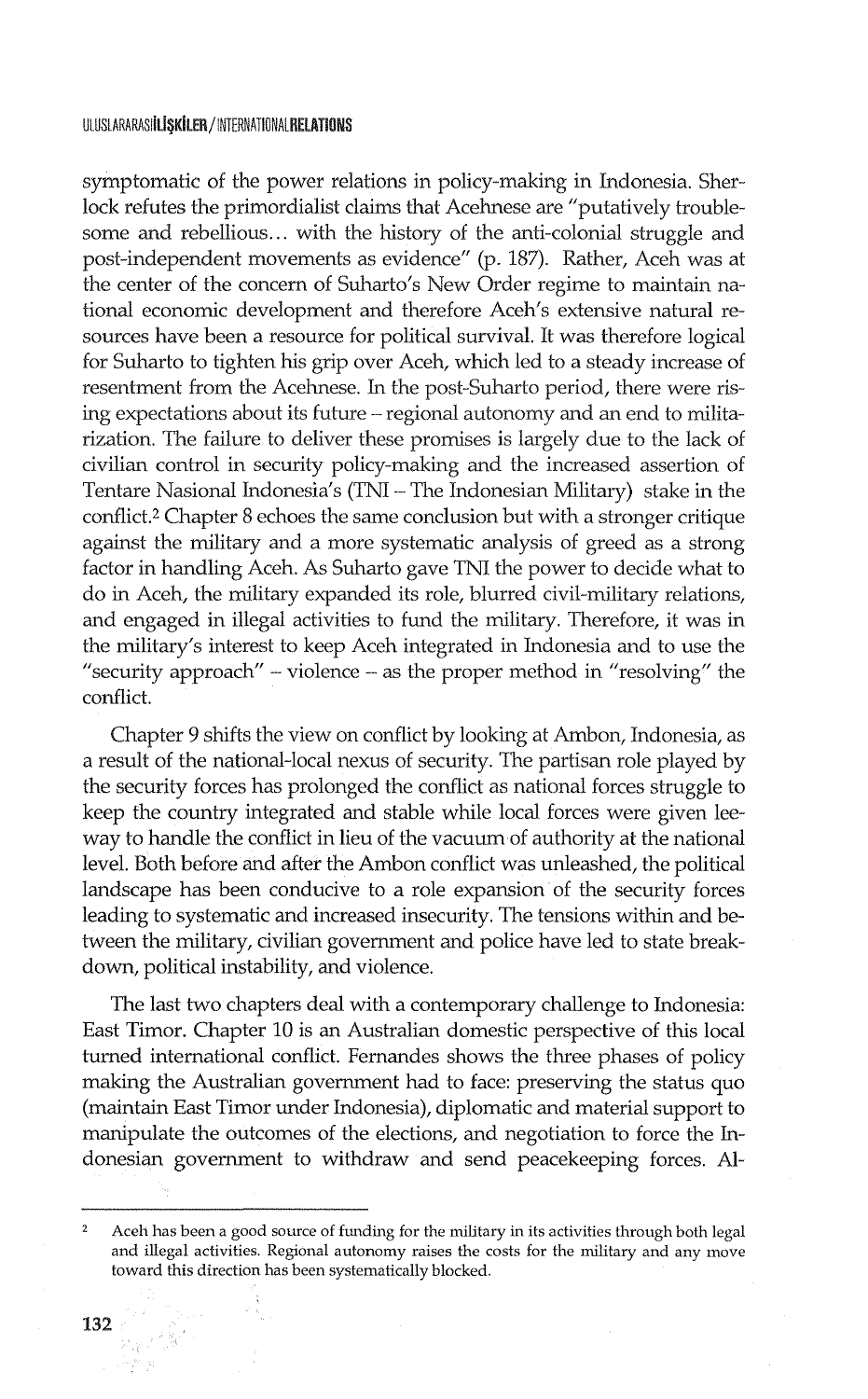symptomatic of the power relations in policy-making in Indonesia. Sherlock refutes the primordialist claims that Acehnese are "putatively troublesome and rebellious... with the history of the anti-colonial struggle and post-independent movements as evidence" (p. 187). Rather, Aceh was at the center of the concern of Suharto's New Order regime to maintain national economic development and therefore Aceh's extensive natural resources have been a resource for political survival. It was therefore logical for Suharto to tighten his grip over Aceh, which led to a steady increase of resentment from the Acehnese. In the post-Suharto period, there were rising expectations about its future – regional autonomy and an end to militarization. The failure to deliver these promises is largely due to the lack of civilian control in security policy-making and the increased assertion of Tentare Nasional Indonesia's (TNI – The Indonesian Military) stake in the conflict.[2] Chapter 8 echoes the same conclusion but with a stronger critique against the military and a more systematic analysis of greed as a strong factor in handling Aceh. As Suharto gave TNI the power to decide what to do in Aceh, the military expanded its role, blurred civil-military relations, and engaged in illegal activities to fund the military. Therefore, it was in the military's interest to keep Aceh integrated in Indonesia and to use the "security approach" – violence – as the proper method in "resolving" the conflict.

Chapter 9 shifts the view on conflict by looking at Ambon, Indonesia, as a result of the national-local nexus of security. The partisan role played by the security forces has prolonged the conflict as national forces struggle to keep the country integrated and stable while local forces were given leeway to handle the conflict in lieu of the vacuum of authority at the national level. Both before and after the Ambon conflict was unleashed, the political landscape has been conducive to a role expansion of the security forces leading to systematic and increased insecurity. The tensions within and between the military, civilian government and police have led to state breakdown, political instability, and violence.

The last two chapters deal with a contemporary challenge to Indonesia: East Timor. Chapter 10 is an Australian domestic perspective of this local turned international conflict. Fernandes shows the three phases of policy making the Australian government had to face: preserving the status quo (maintain East Timor under Indonesia), diplomatic and material support to manipulate the outcomes of the elections, and negotiation to force the Indonesian government to withdraw and send peacekeeping forces. Al-

---

[2] Aceh has been a good source of funding for the military in its activities through both legal and illegal activities. Regional autonomy raises the costs for the military and any move toward this direction has been systematically blocked.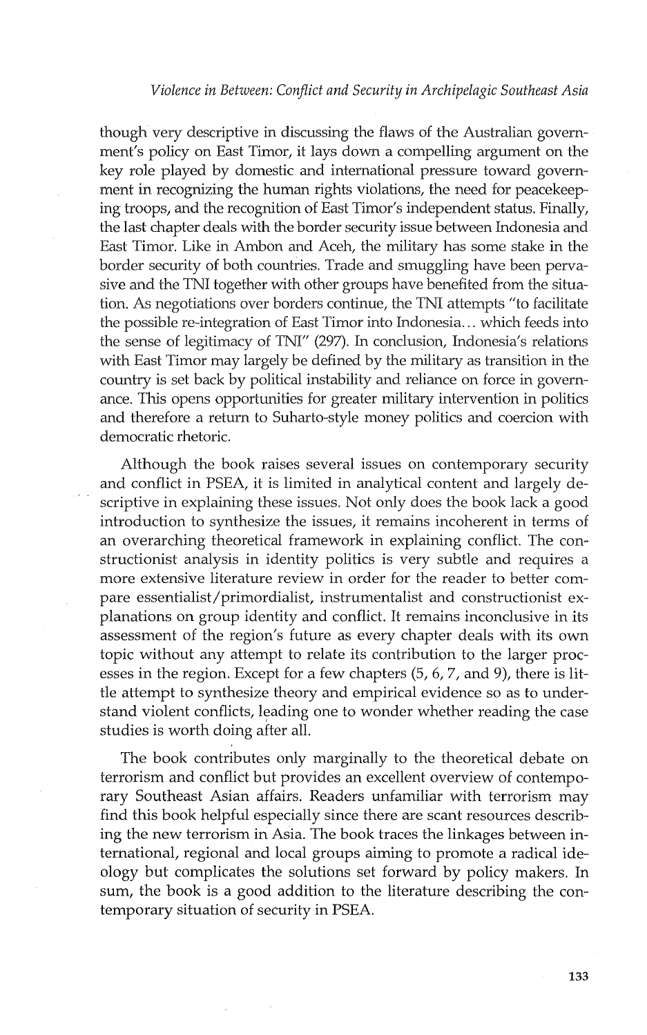though very descriptive in discussing the flaws of the Australian government's policy on East Timor, it lays down a compelling argument on the key role played by domestic and international pressure toward government in recognizing the human rights violations, the need for peacekeeping troops, and the recognition of East Timor's independent status. Finally, the last chapter deals with the border security issue between Indonesia and East Timor. Like in Ambon and Aceh, the military has some stake in the border security of both countries. Trade and smuggling have been pervasive and the TNI together with other groups have benefited from the situation. As negotiations over borders continue, the TNI attempts "to facilitate the possible re-integration of East Timor into Indonesia... which feeds into the sense of legitimacy of TNI" (297). In conclusion, Indonesia's relations with East Timor may largely be defined by the military as transition in the country is set back by political instability and reliance on force in governance. This opens opportunities for greater military intervention in politics and therefore a return to Suharto-style money politics and coercion with democratic rhetoric.

Although the book raises several issues on contemporary security and conflict in PSEA, it is limited in analytical content and largely descriptive in explaining these issues. Not only does the book lack a good introduction to synthesize the issues, it remains incoherent in terms of an overarching theoretical framework in explaining conflict. The constructionist analysis in identity politics is very subtle and requires a more extensive literature review in order for the reader to better compare essentialist/primordialist, instrumentalist and constructionist explanations on group identity and conflict. It remains inconclusive in its assessment of the region's future as every chapter deals with its own topic without any attempt to relate its contribution to the larger processes in the region. Except for a few chapters (5, 6, 7, and 9), there is little attempt to synthesize theory and empirical evidence so as to understand violent conflicts, leading one to wonder whether reading the case studies is worth doing after all.

The book contributes only marginally to the theoretical debate on terrorism and conflict but provides an excellent overview of contemporary Southeast Asian affairs. Readers unfamiliar with terrorism may find this book helpful especially since there are scant resources describing the new terrorism in Asia. The book traces the linkages between international, regional and local groups aiming to promote a radical ideology but complicates the solutions set forward by policy makers. In sum, the book is a good addition to the literature describing the contemporary situation of security in PSEA.